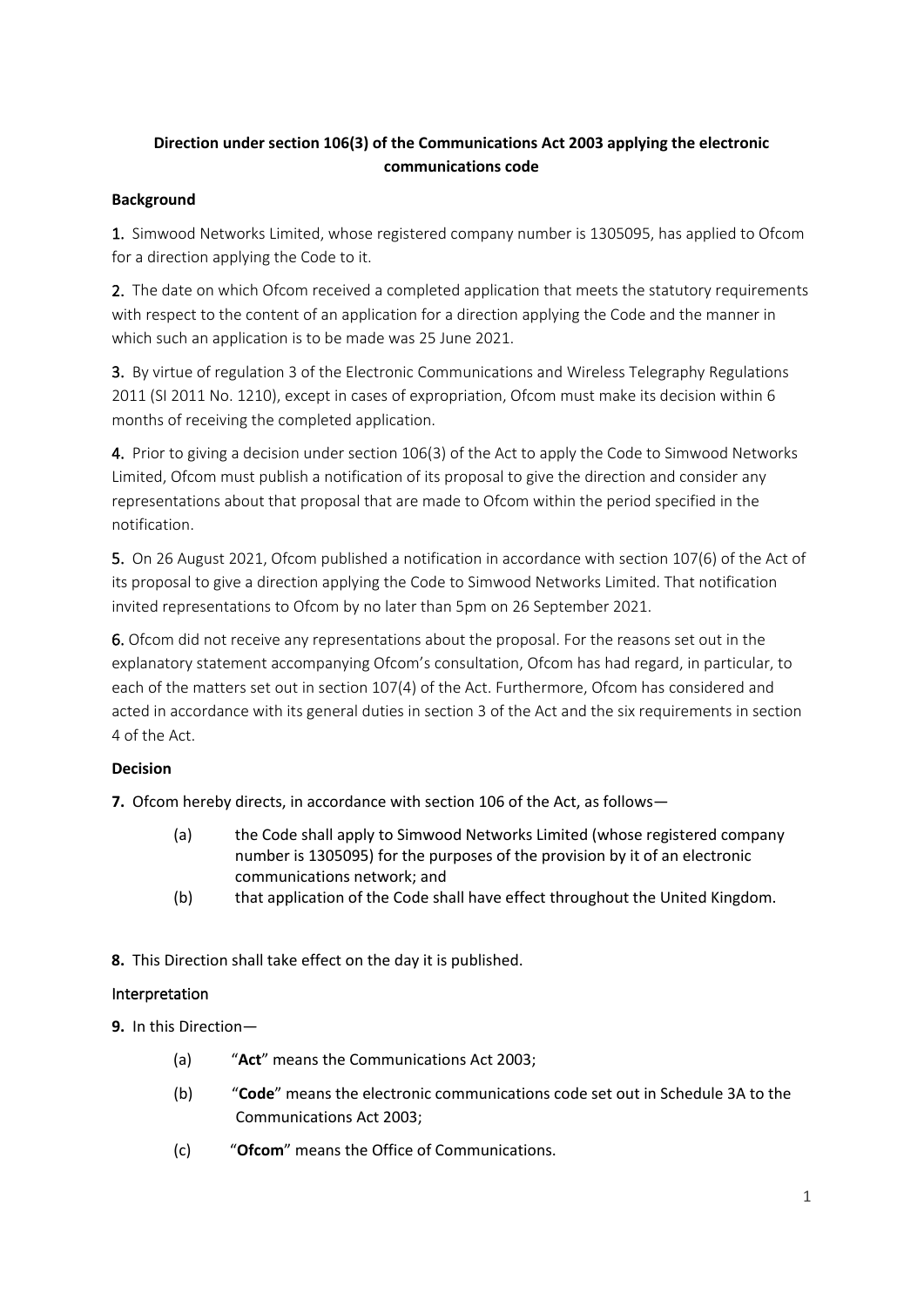**Direction under section 106(3) of the Communications Act 2003 applying the electronic communications code**

**Background**

1. Simwood Networks Limited, whose registered company number is 1305095, has applied to Ofcom for a direction applying the Code to it.

2. The date on which Ofcom received a completed application that meets the statutory requirements with respect to the content of an application for a direction applying the Code and the manner in which such an application is to be made was 25 June 2021.

3. By virtue of regulation 3 of the Electronic Communications and Wireless Telegraphy Regulations 2011 (SI 2011 No. 1210), except in cases of expropriation, Ofcom must make its decision within 6 months of receiving the completed application.

4. Prior to giving a decision under section 106(3) of the Act to apply the Code to Simwood Networks Limited, Ofcom must publish a notification of its proposal to give the direction and consider any representations about that proposal that are made to Ofcom within the period specified in the notification.

5. On 26 August 2021, Ofcom published a notification in accordance with section 107(6) of the Act of its proposal to give a direction applying the Code to Simwood Networks Limited. That notification invited representations to Ofcom by no later than 5pm on 26 September 2021.

6. Ofcom did not receive any representations about the proposal. For the reasons set out in the explanatory statement accompanying Ofcom's consultation, Ofcom has had regard, in particular, to each of the matters set out in section 107(4) of the Act. Furthermore, Ofcom has considered and acted in accordance with its general duties in section 3 of the Act and the six requirements in section 4 of the Act.

**Decision**

**7.** Ofcom hereby directs, in accordance with section 106 of the Act, as follows—

(a) the Code shall apply to Simwood Networks Limited (whose registered company number is 1305095) for the purposes of the provision by it of an electronic communications network; and

(b) that application of the Code shall have effect throughout the United Kingdom.

**8.** This Direction shall take effect on the day it is published.

Interpretation

**9.** In this Direction—

(a) "**Act**" means the Communications Act 2003;

(b) "**Code**" means the electronic communications code set out in Schedule 3A to the Communications Act 2003;

(c) "**Ofcom**" means the Office of Communications.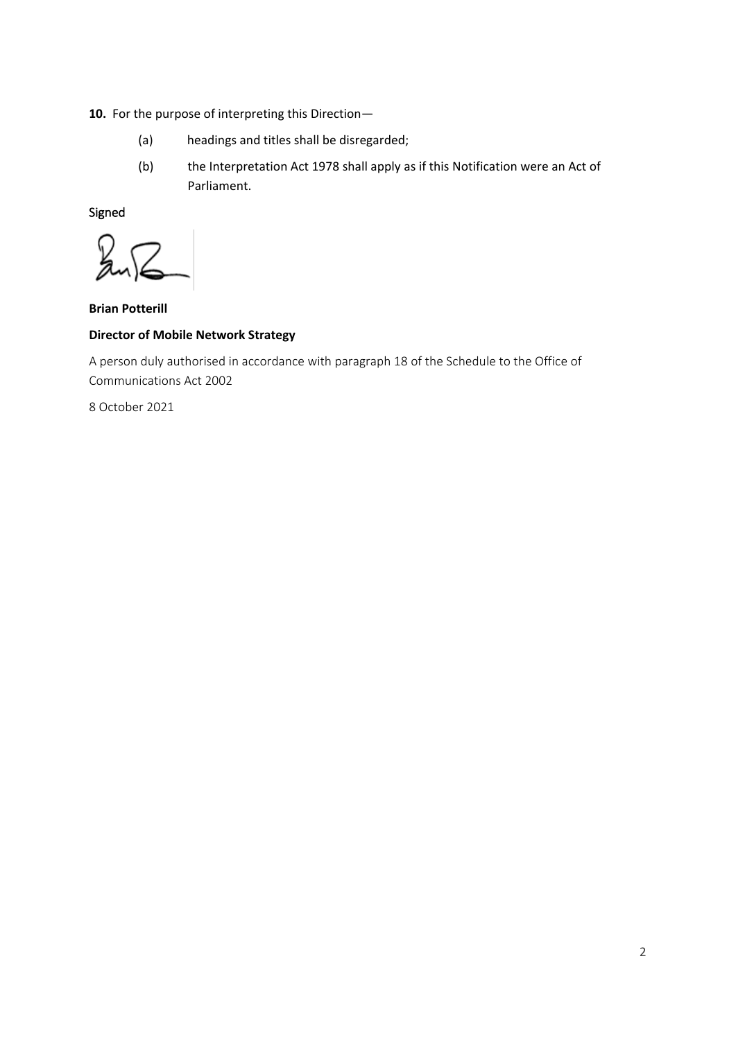**10.** For the purpose of interpreting this Direction—

(a) headings and titles shall be disregarded;

(b) the Interpretation Act 1978 shall apply as if this Notification were an Act of Parliament.

Signed

**Brian Potterill**

**Director of Mobile Network Strategy**

A person duly authorised in accordance with paragraph 18 of the Schedule to the Office of Communications Act 2002

8 October 2021